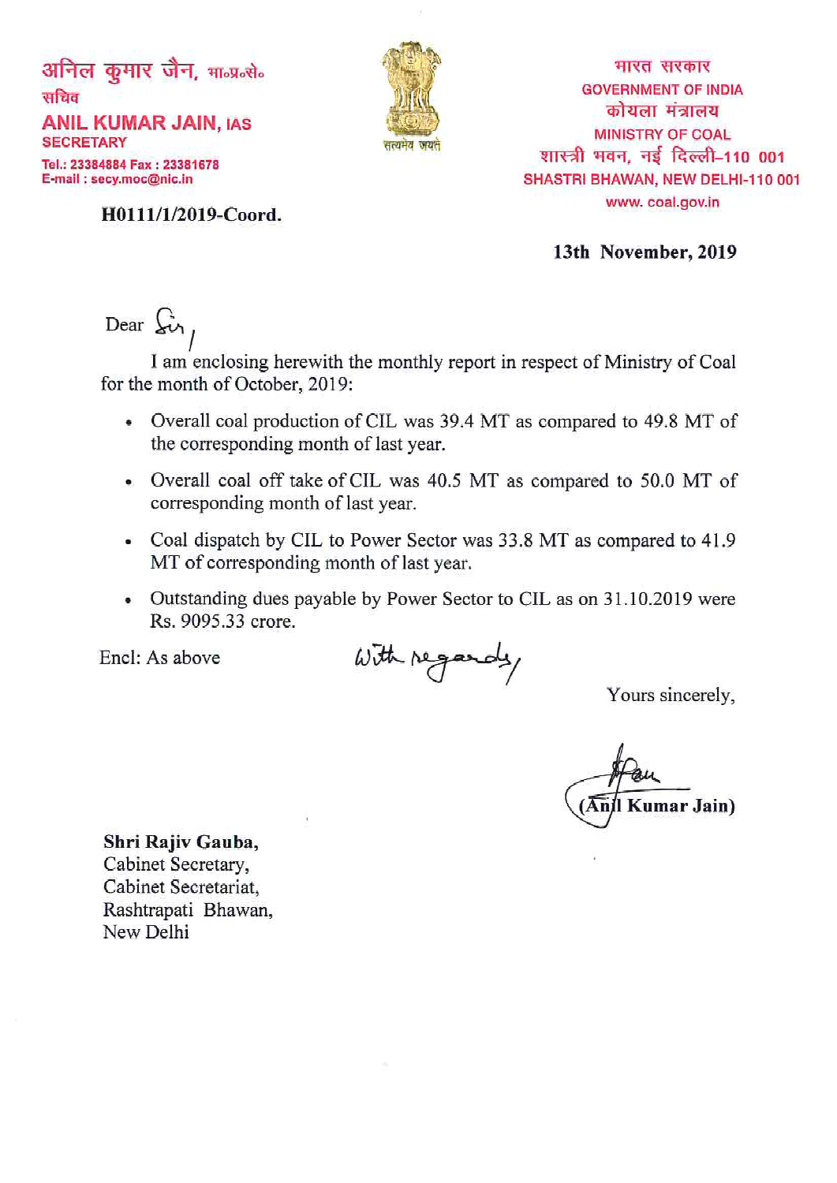अनिल कुमार जैन, भा०प्र०से०
सचिव
**ANIL KUMAR JAIN, IAS**
**SECRETARY**
Tel.: 23384884 Fax : 23381678
E-mail : secy.moc@nic.in

सत्यमेव जयते

भारत सरकार
GOVERNMENT OF INDIA
कोयला मंत्रालय
MINISTRY OF COAL
शास्त्री भवन, नई दिल्ली–110 001
SHASTRI BHAWAN, NEW DELHI-110 001
www. coal.gov.in

**H0111/1/2019-Coord.**

**13th November, 2019**

Dear Sir,

I am enclosing herewith the monthly report in respect of Ministry of Coal for the month of October, 2019:

- Overall coal production of CIL was 39.4 MT as compared to 49.8 MT of the corresponding month of last year.
- Overall coal off take of CIL was 40.5 MT as compared to 50.0 MT of corresponding month of last year.
- Coal dispatch by CIL to Power Sector was 33.8 MT as compared to 41.9 MT of corresponding month of last year.
- Outstanding dues payable by Power Sector to CIL as on 31.10.2019 were Rs. 9095.33 crore.

Encl: As above

With regards,

Yours sincerely,

**(Anil Kumar Jain)**

**Shri Rajiv Gauba,**
Cabinet Secretary,
Cabinet Secretariat,
Rashtrapati Bhawan,
New Delhi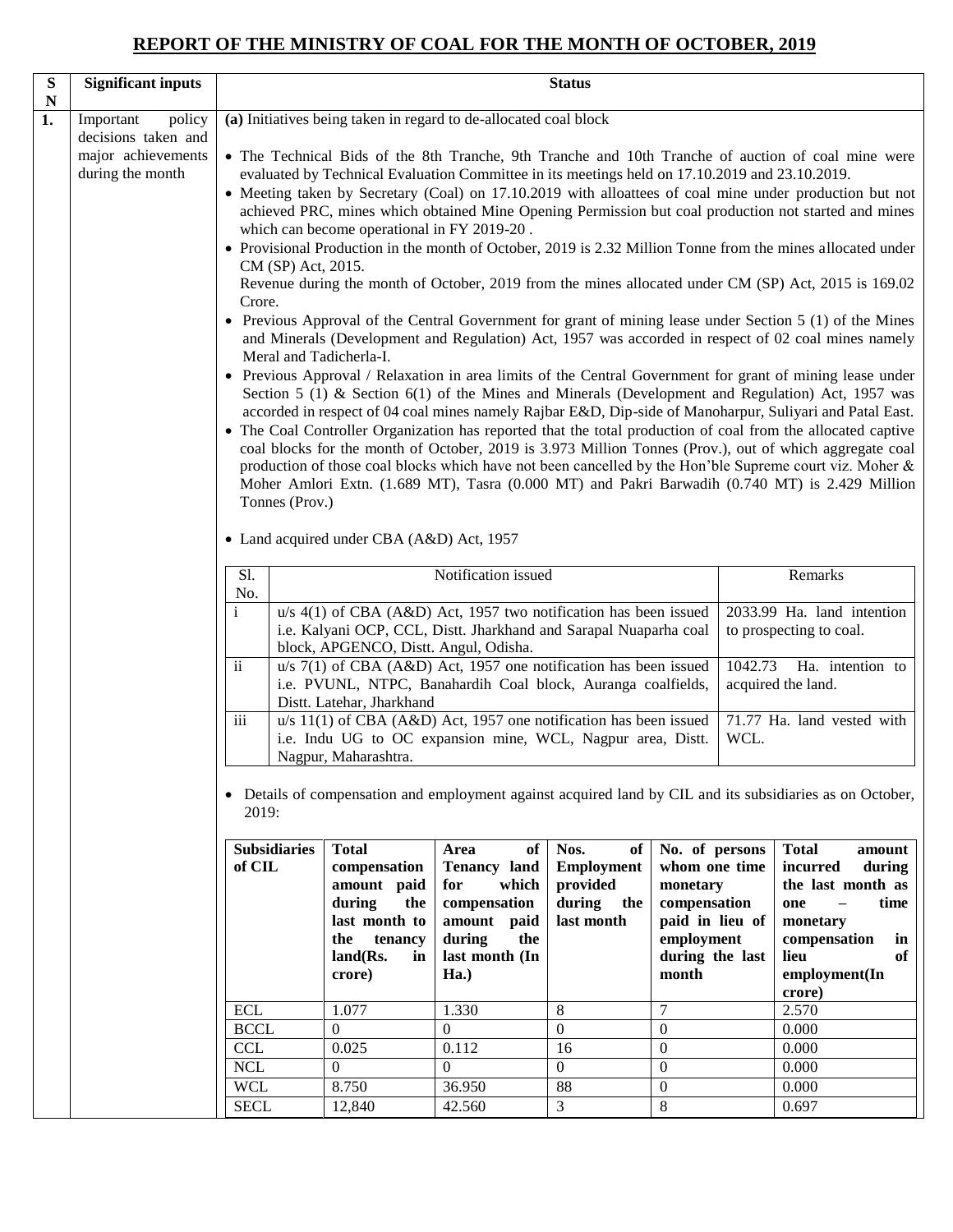# REPORT OF THE MINISTRY OF COAL FOR THE MONTH OF OCTOBER, 2019

| SN | Significant inputs | Status |
|---|---|---|
| 1. | Important policy decisions taken and major achievements during the month | **(a)** Initiatives being taken in regard to de-allocated coal block |

- The Technical Bids of the 8th Tranche, 9th Tranche and 10th Tranche of auction of coal mine were evaluated by Technical Evaluation Committee in its meetings held on 17.10.2019 and 23.10.2019.
- Meeting taken by Secretary (Coal) on 17.10.2019 with alloattees of coal mine under production but not achieved PRC, mines which obtained Mine Opening Permission but coal production not started and mines which can become operational in FY 2019-20 .
- Provisional Production in the month of October, 2019 is 2.32 Million Tonne from the mines allocated under CM (SP) Act, 2015.
  Revenue during the month of October, 2019 from the mines allocated under CM (SP) Act, 2015 is 169.02 Crore.
- Previous Approval of the Central Government for grant of mining lease under Section 5 (1) of the Mines and Minerals (Development and Regulation) Act, 1957 was accorded in respect of 02 coal mines namely Meral and Tadicherla-I.
- Previous Approval / Relaxation in area limits of the Central Government for grant of mining lease under Section 5 (1) & Section 6(1) of the Mines and Minerals (Development and Regulation) Act, 1957 was accorded in respect of 04 coal mines namely Rajbar E&D, Dip-side of Manoharpur, Suliyari and Patal East.
- The Coal Controller Organization has reported that the total production of coal from the allocated captive coal blocks for the month of October, 2019 is 3.973 Million Tonnes (Prov.), out of which aggregate coal production of those coal blocks which have not been cancelled by the Hon'ble Supreme court viz. Moher & Moher Amlori Extn. (1.689 MT), Tasra (0.000 MT) and Pakri Barwadih (0.740 MT) is 2.429 Million Tonnes (Prov.)

- Land acquired under CBA (A&D) Act, 1957

| Sl. No. | Notification issued | Remarks |
|---|---|---|
| i | u/s 4(1) of CBA (A&D) Act, 1957 two notification has been issued i.e. Kalyani OCP, CCL, Distt. Jharkhand and Sarapal Nuaparha coal block, APGENCO, Distt. Angul, Odisha. | 2033.99 Ha. land intention to prospecting to coal. |
| ii | u/s 7(1) of CBA (A&D) Act, 1957 one notification has been issued i.e. PVUNL, NTPC, Banahardih Coal block, Auranga coalfields, Distt. Latehar, Jharkhand | 1042.73 Ha. intention to acquired the land. |
| iii | u/s 11(1) of CBA (A&D) Act, 1957 one notification has been issued i.e. Indu UG to OC expansion mine, WCL, Nagpur area, Distt. Nagpur, Maharashtra. | 71.77 Ha. land vested with WCL. |

- Details of compensation and employment against acquired land by CIL and its subsidiaries as on October, 2019:

| Subsidiaries of CIL | Total compensation amount paid during the last month to the tenancy land(Rs. in crore) | Area of Tenancy land for which compensation amount paid during the last month (In Ha.) | Nos. of Employment provided during the last month | No. of persons whom one time monetary compensation paid in lieu of employment during the last month | Total amount incurred during the last month as one – time monetary compensation in lieu of employment(In crore) |
|---|---|---|---|---|---|
| ECL | 1.077 | 1.330 | 8 | 7 | 2.570 |
| BCCL | 0 | 0 | 0 | 0 | 0.000 |
| CCL | 0.025 | 0.112 | 16 | 0 | 0.000 |
| NCL | 0 | 0 | 0 | 0 | 0.000 |
| WCL | 8.750 | 36.950 | 88 | 0 | 0.000 |
| SECL | 12,840 | 42.560 | 3 | 8 | 0.697 |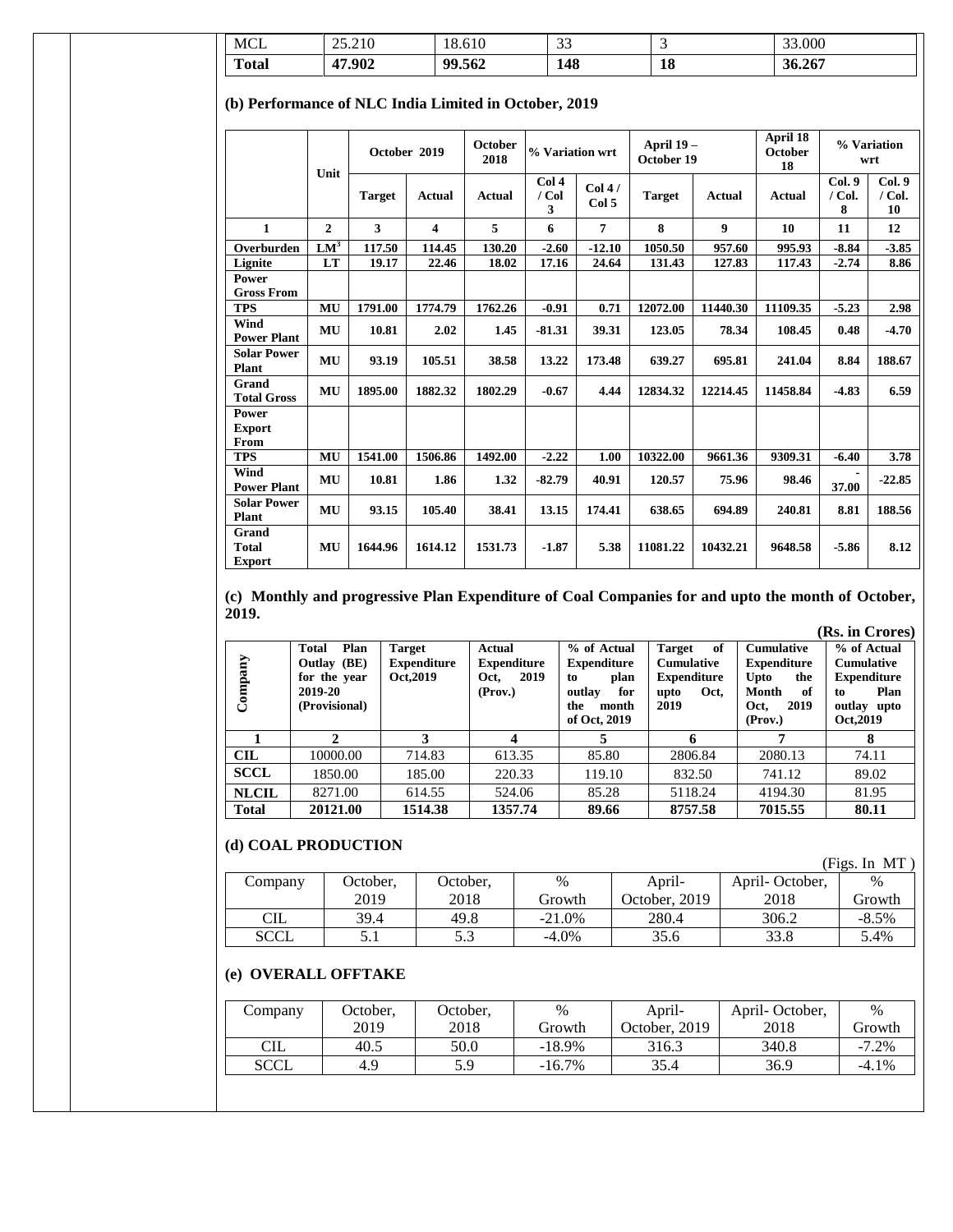| MCL | 25.210 | 18.610 | 33 | 3 | 33.000 |
|---|---|---|---|---|---|
| **Total** | **47.902** | **99.562** | **148** | **18** | **36.267** |

**(b) Performance of NLC India Limited in October, 2019**

| | Unit | October 2019 | | October 2018 | % Variation wrt | | April 19 – October 19 | | April 18 October 18 | % Variation wrt | |
|---|---|---|---|---|---|---|---|---|---|---|---|
| | | Target | Actual | Actual | Col 4 / Col 3 | Col 4 / Col 5 | Target | Actual | Actual | Col. 9 / Col. 8 | Col. 9 / Col. 10 |
| **1** | **2** | **3** | **4** | **5** | **6** | **7** | **8** | **9** | **10** | **11** | **12** |
| **Overburden** | **$LM^3$** | **117.50** | **114.45** | **130.20** | **-2.60** | **-12.10** | **1050.50** | **957.60** | **995.93** | **-8.84** | **-3.85** |
| **Lignite** | **LT** | **19.17** | **22.46** | **18.02** | **17.16** | **24.64** | **131.43** | **127.83** | **117.43** | **-2.74** | **8.86** |
| **Power Gross From** | | | | | | | | | | | |
| **TPS** | **MU** | **1791.00** | **1774.79** | **1762.26** | **-0.91** | **0.71** | **12072.00** | **11440.30** | **11109.35** | **-5.23** | **2.98** |
| **Wind Power Plant** | **MU** | **10.81** | **2.02** | **1.45** | **-81.31** | **39.31** | **123.05** | **78.34** | **108.45** | **0.48** | **-4.70** |
| **Solar Power Plant** | **MU** | **93.19** | **105.51** | **38.58** | **13.22** | **173.48** | **639.27** | **695.81** | **241.04** | **8.84** | **188.67** |
| **Grand Total Gross** | **MU** | **1895.00** | **1882.32** | **1802.29** | **-0.67** | **4.44** | **12834.32** | **12214.45** | **11458.84** | **-4.83** | **6.59** |
| **Power Export From** | | | | | | | | | | | |
| **TPS** | **MU** | **1541.00** | **1506.86** | **1492.00** | **-2.22** | **1.00** | **10322.00** | **9661.36** | **9309.31** | **-6.40** | **3.78** |
| **Wind Power Plant** | **MU** | **10.81** | **1.86** | **1.32** | **-82.79** | **40.91** | **120.57** | **75.96** | **98.46** | **-37.00** | **-22.85** |
| **Solar Power Plant** | **MU** | **93.15** | **105.40** | **38.41** | **13.15** | **174.41** | **638.65** | **694.89** | **240.81** | **8.81** | **188.56** |
| **Grand Total Export** | **MU** | **1644.96** | **1614.12** | **1531.73** | **-1.87** | **5.38** | **11081.22** | **10432.21** | **9648.58** | **-5.86** | **8.12** |

**(c) Monthly and progressive Plan Expenditure of Coal Companies for and upto the month of October, 2019.**

**(Rs. in Crores)**

| Company | Total Plan Outlay (BE) for the year 2019-20 (Provisional) | Target Expenditure Oct,2019 | Actual Expenditure Oct, 2019 (Prov.) | % of Actual Expenditure to plan outlay for the month of Oct, 2019 | Target of Cumulative Expenditure upto Oct, 2019 | Cumulative Expenditure Upto the Month of Oct, 2019 (Prov.) | % of Actual Cumulative Expenditure to Plan outlay upto Oct,2019 |
|---|---|---|---|---|---|---|---|
| **1** | **2** | **3** | **4** | **5** | **6** | **7** | **8** |
| **CIL** | 10000.00 | 714.83 | 613.35 | 85.80 | 2806.84 | 2080.13 | 74.11 |
| **SCCL** | 1850.00 | 185.00 | 220.33 | 119.10 | 832.50 | 741.12 | 89.02 |
| **NLCIL** | 8271.00 | 614.55 | 524.06 | 85.28 | 5118.24 | 4194.30 | 81.95 |
| **Total** | **20121.00** | **1514.38** | **1357.74** | **89.66** | **8757.58** | **7015.55** | **80.11** |

**(d) COAL PRODUCTION**

(Figs. In MT )

| Company | October, 2019 | October, 2018 | % Growth | April- October, 2019 | April- October, 2018 | % Growth |
|---|---|---|---|---|---|---|
| CIL | 39.4 | 49.8 | -21.0% | 280.4 | 306.2 | -8.5% |
| SCCL | 5.1 | 5.3 | -4.0% | 35.6 | 33.8 | 5.4% |

**(e) OVERALL OFFTAKE**

| Company | October, 2019 | October, 2018 | % Growth | April- October, 2019 | April- October, 2018 | % Growth |
|---|---|---|---|---|---|---|
| CIL | 40.5 | 50.0 | -18.9% | 316.3 | 340.8 | -7.2% |
| SCCL | 4.9 | 5.9 | -16.7% | 35.4 | 36.9 | -4.1% |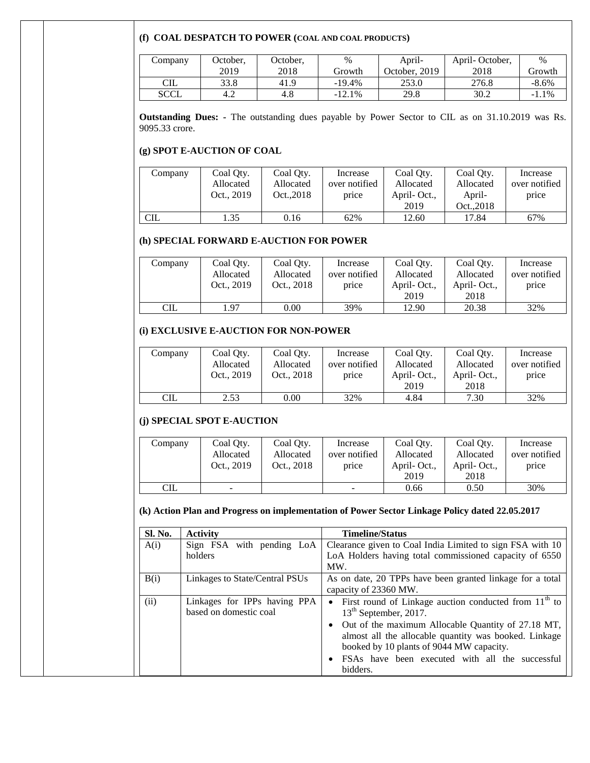### (f) COAL DESPATCH TO POWER (COAL AND COAL PRODUCTS)

| Company | October, 2019 | October, 2018 | % Growth | April- October, 2019 | April- October, 2018 | % Growth |
|---|---|---|---|---|---|---|
| CIL | 33.8 | 41.9 | -19.4% | 253.0 | 276.8 | -8.6% |
| SCCL | 4.2 | 4.8 | -12.1% | 29.8 | 30.2 | -1.1% |

**Outstanding Dues:** - The outstanding dues payable by Power Sector to CIL as on 31.10.2019 was Rs. 9095.33 crore.

### (g) SPOT E-AUCTION OF COAL

| Company | Coal Qty. Allocated Oct., 2019 | Coal Qty. Allocated Oct.,2018 | Increase over notified price | Coal Qty. Allocated April- Oct., 2019 | Coal Qty. Allocated April- Oct.,2018 | Increase over notified price |
|---|---|---|---|---|---|---|
| CIL | 1.35 | 0.16 | 62% | 12.60 | 17.84 | 67% |

### (h) SPECIAL FORWARD E-AUCTION FOR POWER

| Company | Coal Qty. Allocated Oct., 2019 | Coal Qty. Allocated Oct., 2018 | Increase over notified price | Coal Qty. Allocated April- Oct., 2019 | Coal Qty. Allocated April- Oct., 2018 | Increase over notified price |
|---|---|---|---|---|---|---|
| CIL | 1.97 | 0.00 | 39% | 12.90 | 20.38 | 32% |

### (i) EXCLUSIVE E-AUCTION FOR NON-POWER

| Company | Coal Qty. Allocated Oct., 2019 | Coal Qty. Allocated Oct., 2018 | Increase over notified price | Coal Qty. Allocated April- Oct., 2019 | Coal Qty. Allocated April- Oct., 2018 | Increase over notified price |
|---|---|---|---|---|---|---|
| CIL | 2.53 | 0.00 | 32% | 4.84 | 7.30 | 32% |

### (j) SPECIAL SPOT E-AUCTION

| Company | Coal Qty. Allocated Oct., 2019 | Coal Qty. Allocated Oct., 2018 | Increase over notified price | Coal Qty. Allocated April- Oct., 2019 | Coal Qty. Allocated April- Oct., 2018 | Increase over notified price |
|---|---|---|---|---|---|---|
| CIL | - | | - | 0.66 | 0.50 | 30% |

### (k) Action Plan and Progress on implementation of Power Sector Linkage Policy dated 22.05.2017

| Sl. No. | Activity | Timeline/Status |
|---|---|---|
| A(i) | Sign FSA with pending LoA holders | Clearance given to Coal India Limited to sign FSA with 10 LoA Holders having total commissioned capacity of 6550 MW. |
| B(i) | Linkages to State/Central PSUs | As on date, 20 TPPs have been granted linkage for a total capacity of 23360 MW. |
| (ii) | Linkages for IPPs having PPA based on domestic coal | • First round of Linkage auction conducted from 11th to 13th September, 2017. • Out of the maximum Allocable Quantity of 27.18 MT, almost all the allocable quantity was booked. Linkage booked by 10 plants of 9044 MW capacity. • FSAs have been executed with all the successful bidders. |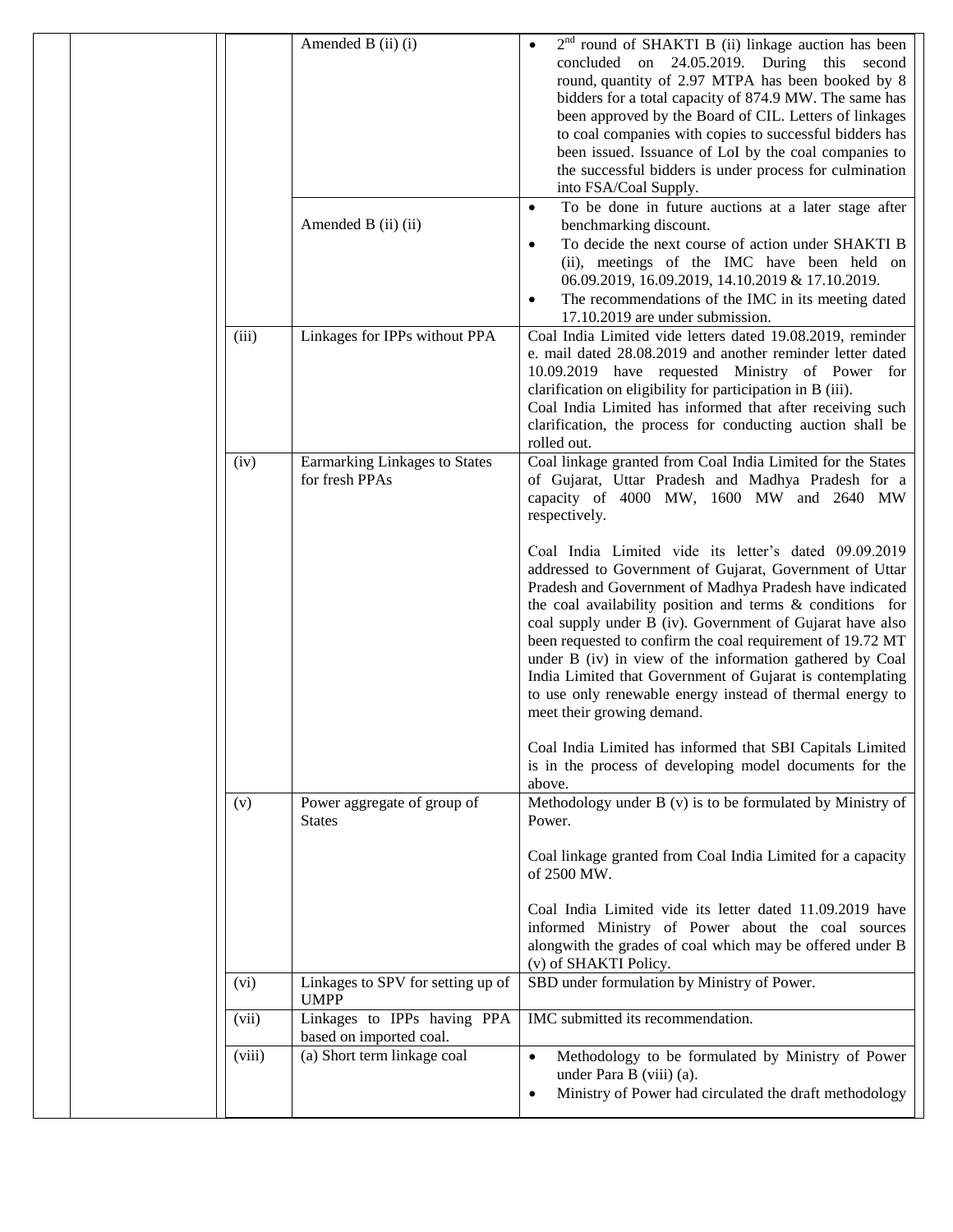| | | | | |
|---|---|---|---|---|
| | | | Amended B (ii) (i) | • 2nd round of SHAKTI B (ii) linkage auction has been concluded on 24.05.2019. During this second round, quantity of 2.97 MTPA has been booked by 8 bidders for a total capacity of 874.9 MW. The same has been approved by the Board of CIL. Letters of linkages to coal companies with copies to successful bidders has been issued. Issuance of LoI by the coal companies to the successful bidders is under process for culmination into FSA/Coal Supply. |
| | | | Amended B (ii) (ii) | • To be done in future auctions at a later stage after benchmarking discount.<br>• To decide the next course of action under SHAKTI B (ii), meetings of the IMC have been held on 06.09.2019, 16.09.2019, 14.10.2019 & 17.10.2019.<br>• The recommendations of the IMC in its meeting dated 17.10.2019 are under submission. |
| | | (iii) | Linkages for IPPs without PPA | Coal India Limited vide letters dated 19.08.2019, reminder e. mail dated 28.08.2019 and another reminder letter dated 10.09.2019 have requested Ministry of Power for clarification on eligibility for participation in B (iii).<br>Coal India Limited has informed that after receiving such clarification, the process for conducting auction shall be rolled out. |
| | | (iv) | Earmarking Linkages to States for fresh PPAs | Coal linkage granted from Coal India Limited for the States of Gujarat, Uttar Pradesh and Madhya Pradesh for a capacity of 4000 MW, 1600 MW and 2640 MW respectively.<br><br>Coal India Limited vide its letter's dated 09.09.2019 addressed to Government of Gujarat, Government of Uttar Pradesh and Government of Madhya Pradesh have indicated the coal availability position and terms & conditions for coal supply under B (iv). Government of Gujarat have also been requested to confirm the coal requirement of 19.72 MT under B (iv) in view of the information gathered by Coal India Limited that Government of Gujarat is contemplating to use only renewable energy instead of thermal energy to meet their growing demand.<br><br>Coal India Limited has informed that SBI Capitals Limited is in the process of developing model documents for the above. |
| | | (v) | Power aggregate of group of States | Methodology under B (v) is to be formulated by Ministry of Power.<br><br>Coal linkage granted from Coal India Limited for a capacity of 2500 MW.<br><br>Coal India Limited vide its letter dated 11.09.2019 have informed Ministry of Power about the coal sources alongwith the grades of coal which may be offered under B (v) of SHAKTI Policy. |
| | | (vi) | Linkages to SPV for setting up of UMPP | SBD under formulation by Ministry of Power. |
| | | (vii) | Linkages to IPPs having PPA based on imported coal. | IMC submitted its recommendation. |
| | | (viii) | (a) Short term linkage coal | • Methodology to be formulated by Ministry of Power under Para B (viii) (a).<br>• Ministry of Power had circulated the draft methodology |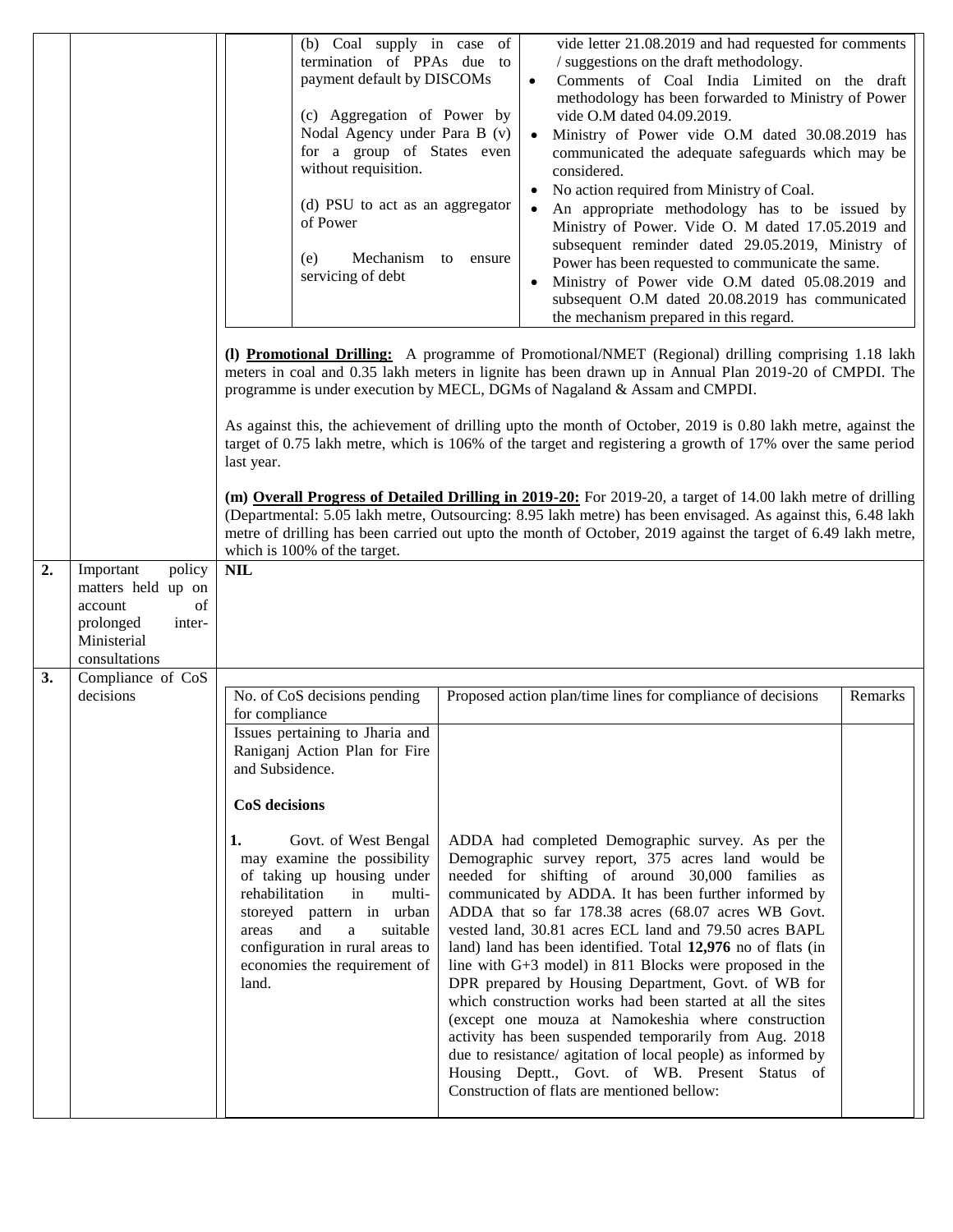| | | | |
|---|---|---|---|
| | | (b) Coal supply in case of termination of PPAs due to payment default by DISCOMs<br><br>(c) Aggregation of Power by Nodal Agency under Para B (v) for a group of States even without requisition.<br><br>(d) PSU to act as an aggregator of Power<br><br>(e) Mechanism to ensure servicing of debt | vide letter 21.08.2019 and had requested for comments / suggestions on the draft methodology.<br>• Comments of Coal India Limited on the draft methodology has been forwarded to Ministry of Power vide O.M dated 04.09.2019.<br>• Ministry of Power vide O.M dated 30.08.2019 has communicated the adequate safeguards which may be considered.<br>• No action required from Ministry of Coal.<br>• An appropriate methodology has to be issued by Ministry of Power. Vide O. M dated 17.05.2019 and subsequent reminder dated 29.05.2019, Ministry of Power has been requested to communicate the same.<br>• Ministry of Power vide O.M dated 05.08.2019 and subsequent O.M dated 20.08.2019 has communicated the mechanism prepared in this regard. |

**(l) Promotional Drilling:** A programme of Promotional/NMET (Regional) drilling comprising 1.18 lakh meters in coal and 0.35 lakh meters in lignite has been drawn up in Annual Plan 2019-20 of CMPDI. The programme is under execution by MECL, DGMs of Nagaland & Assam and CMPDI.

As against this, the achievement of drilling upto the month of October, 2019 is 0.80 lakh metre, against the target of 0.75 lakh metre, which is 106% of the target and registering a growth of 17% over the same period last year.

**(m) Overall Progress of Detailed Drilling in 2019-20:** For 2019-20, a target of 14.00 lakh metre of drilling (Departmental: 5.05 lakh metre, Outsourcing: 8.95 lakh metre) has been envisaged. As against this, 6.48 lakh metre of drilling has been carried out upto the month of October, 2019 against the target of 6.49 lakh metre, which is 100% of the target.

| | | |
|---|---|---|
| **2.** | Important policy matters held up on account of prolonged inter-Ministerial consultations | **NIL** |
| **3.** | Compliance of CoS decisions | |

| No. of CoS decisions pending for compliance | Proposed action plan/time lines for compliance of decisions | Remarks |
|---|---|---|
| Issues pertaining to Jharia and Raniganj Action Plan for Fire and Subsidence.<br><br>**CoS decisions**<br><br>**1.** Govt. of West Bengal may examine the possibility of taking up housing under rehabilitation in multi-storeyed pattern in urban areas and a suitable configuration in rural areas to economies the requirement of land. | ADDA had completed Demographic survey. As per the Demographic survey report, 375 acres land would be needed for shifting of around 30,000 families as communicated by ADDA. It has been further informed by ADDA that so far 178.38 acres (68.07 acres WB Govt. vested land, 30.81 acres ECL land and 79.50 acres BAPL land) land has been identified. Total **12,976** no of flats (in line with G+3 model) in 811 Blocks were proposed in the DPR prepared by Housing Department, Govt. of WB for which construction works had been started at all the sites (except one mouza at Namokeshia where construction activity has been suspended temporarily from Aug. 2018 due to resistance/ agitation of local people) as informed by Housing Deptt., Govt. of WB. Present Status of Construction of flats are mentioned bellow: | |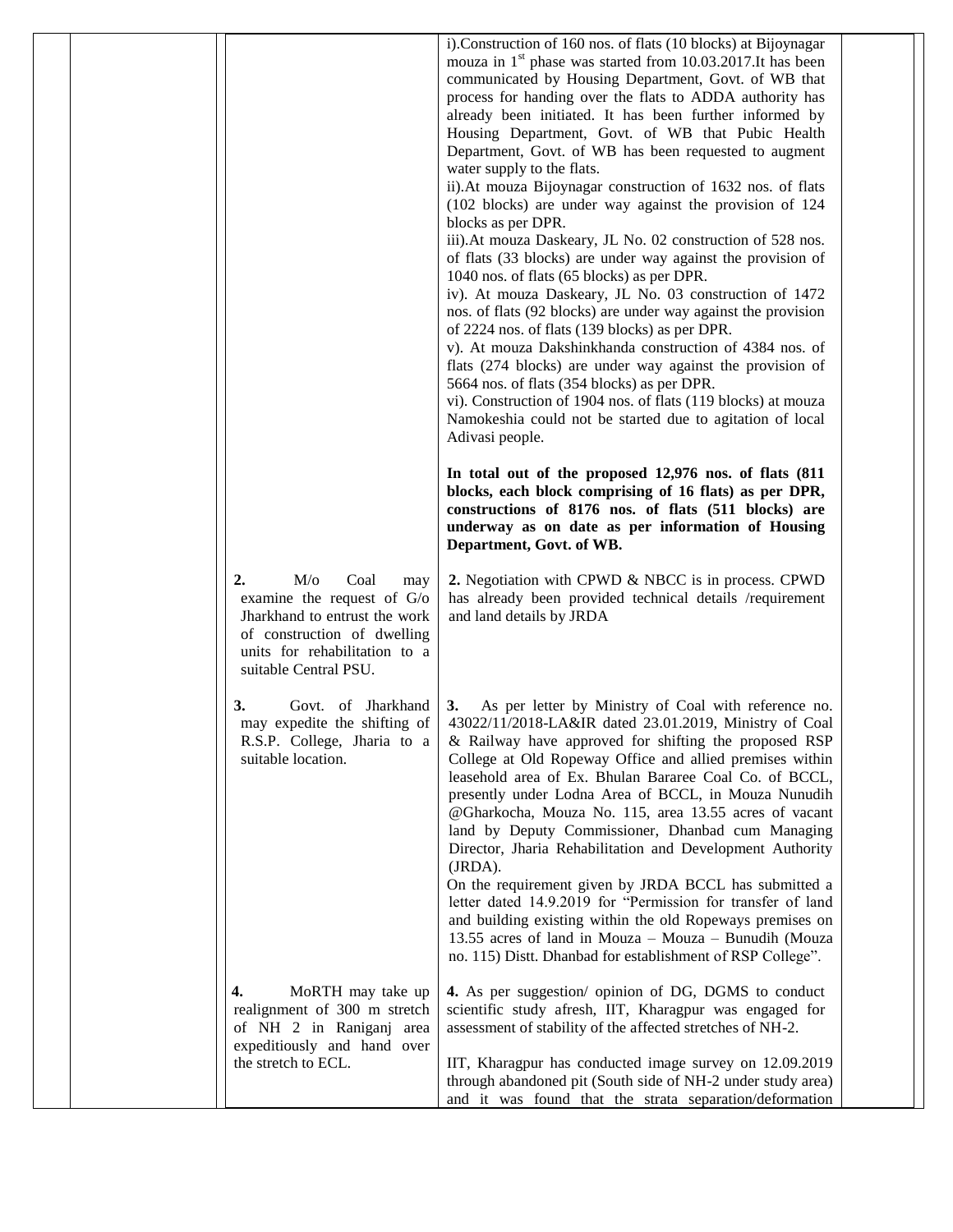|  |  | i).Construction of 160 nos. of flats (10 blocks) at Bijoynagar mouza in 1st phase was started from 10.03.2017.It has been communicated by Housing Department, Govt. of WB that process for handing over the flats to ADDA authority has already been initiated. It has been further informed by Housing Department, Govt. of WB that Pubic Health Department, Govt. of WB has been requested to augment water supply to the flats.<br>ii).At mouza Bijoynagar construction of 1632 nos. of flats (102 blocks) are under way against the provision of 124 blocks as per DPR.<br>iii).At mouza Daskeary, JL No. 02 construction of 528 nos. of flats (33 blocks) are under way against the provision of 1040 nos. of flats (65 blocks) as per DPR.<br>iv). At mouza Daskeary, JL No. 03 construction of 1472 nos. of flats (92 blocks) are under way against the provision of 2224 nos. of flats (139 blocks) as per DPR.<br>v). At mouza Dakshinkhanda construction of 4384 nos. of flats (274 blocks) are under way against the provision of 5664 nos. of flats (354 blocks) as per DPR.<br>vi). Construction of 1904 nos. of flats (119 blocks) at mouza Namokeshia could not be started due to agitation of local Adivasi people.<br><br>**In total out of the proposed 12,976 nos. of flats (811 blocks, each block comprising of 16 flats) as per DPR, constructions of 8176 nos. of flats (511 blocks) are underway as on date as per information of Housing Department, Govt. of WB.** |  |
|---|---|---|---|---|
|  |  | **2.** M/o Coal may examine the request of G/o Jharkhand to entrust the work of construction of dwelling units for rehabilitation to a suitable Central PSU. | **2.** Negotiation with CPWD & NBCC is in process. CPWD has already been provided technical details /requirement and land details by JRDA |  |
|  |  | **3.** Govt. of Jharkhand may expedite the shifting of R.S.P. College, Jharia to a suitable location. | **3.** As per letter by Ministry of Coal with reference no. 43022/11/2018-LA&IR dated 23.01.2019, Ministry of Coal & Railway have approved for shifting the proposed RSP College at Old Ropeway Office and allied premises within leasehold area of Ex. Bhulan Bararee Coal Co. of BCCL, presently under Lodna Area of BCCL, in Mouza Nunudih @Gharkocha, Mouza No. 115, area 13.55 acres of vacant land by Deputy Commissioner, Dhanbad cum Managing Director, Jharia Rehabilitation and Development Authority (JRDA).<br>On the requirement given by JRDA BCCL has submitted a letter dated 14.9.2019 for "Permission for transfer of land and building existing within the old Ropeways premises on 13.55 acres of land in Mouza – Mouza – Bunudih (Mouza no. 115) Distt. Dhanbad for establishment of RSP College". |  |
|  |  | **4.** MoRTH may take up realignment of 300 m stretch of NH 2 in Raniganj area expeditiously and hand over the stretch to ECL. | **4.** As per suggestion/ opinion of DG, DGMS to conduct scientific study afresh, IIT, Kharagpur was engaged for assessment of stability of the affected stretches of NH-2.<br><br>IIT, Kharagpur has conducted image survey on 12.09.2019 through abandoned pit (South side of NH-2 under study area) and it was found that the strata separation/deformation |  |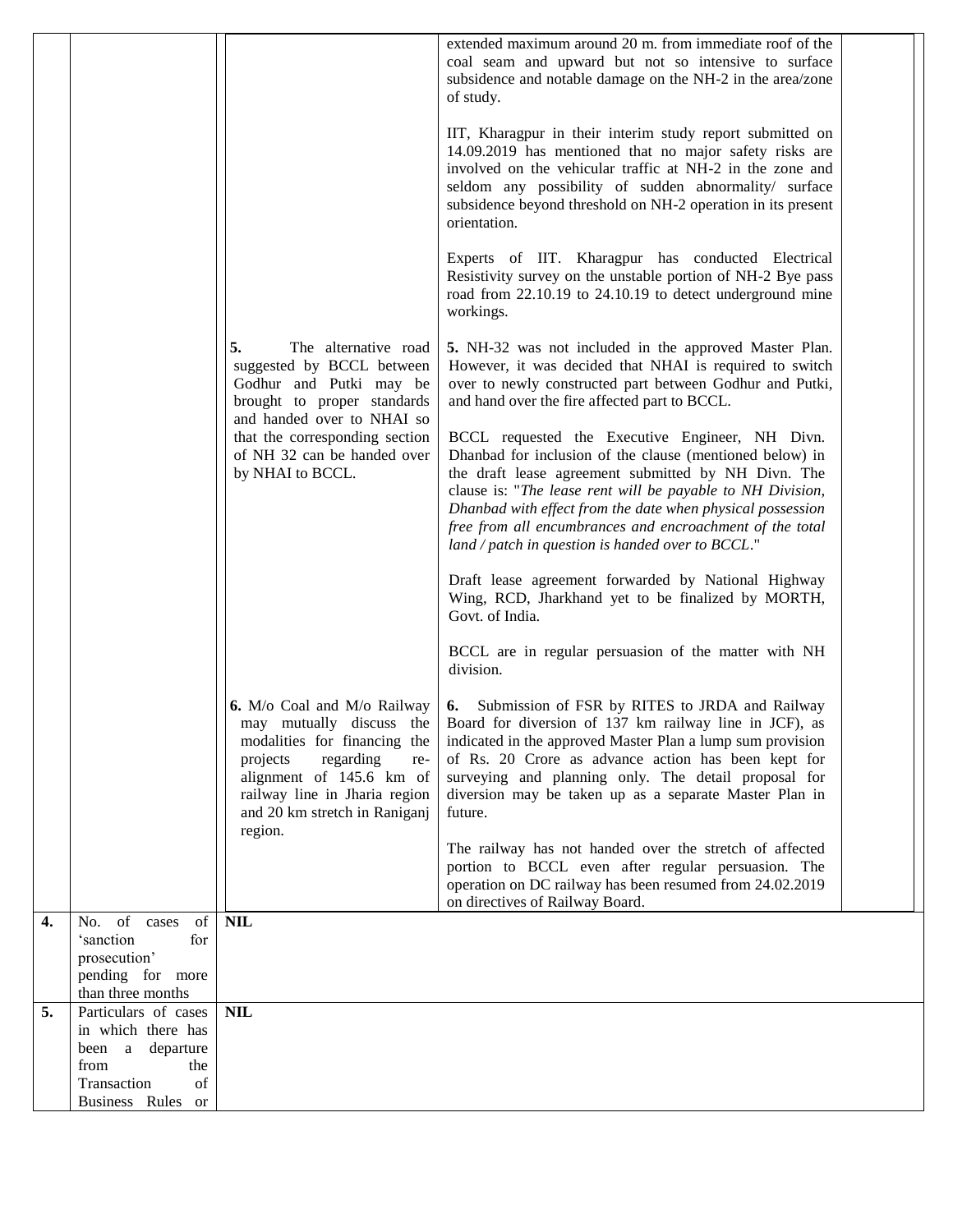| | | | | |
|---|---|---|---|---|
| | | | extended maximum around 20 m. from immediate roof of the coal seam and upward but not so intensive to surface subsidence and notable damage on the NH-2 in the area/zone of study.<br><br>IIT, Kharagpur in their interim study report submitted on 14.09.2019 has mentioned that no major safety risks are involved on the vehicular traffic at NH-2 in the zone and seldom any possibility of sudden abnormality/ surface subsidence beyond threshold on NH-2 operation in its present orientation.<br><br>Experts of IIT. Kharagpur has conducted Electrical Resistivity survey on the unstable portion of NH-2 Bye pass road from 22.10.19 to 24.10.19 to detect underground mine workings. | |
| | | **5.** The alternative road suggested by BCCL between Godhur and Putki may be brought to proper standards and handed over to NHAI so that the corresponding section of NH 32 can be handed over by NHAI to BCCL. | **5.** NH-32 was not included in the approved Master Plan. However, it was decided that NHAI is required to switch over to newly constructed part between Godhur and Putki, and hand over the fire affected part to BCCL.<br><br>BCCL requested the Executive Engineer, NH Divn. Dhanbad for inclusion of the clause (mentioned below) in the draft lease agreement submitted by NH Divn. The clause is: "*The lease rent will be payable to NH Division, Dhanbad with effect from the date when physical possession free from all encumbrances and encroachment of the total land / patch in question is handed over to BCCL*."<br><br>Draft lease agreement forwarded by National Highway Wing, RCD, Jharkhand yet to be finalized by MORTH, Govt. of India.<br><br>BCCL are in regular persuasion of the matter with NH division. | |
| | | **6.** M/o Coal and M/o Railway may mutually discuss the modalities for financing the projects regarding re-alignment of 145.6 km of railway line in Jharia region and 20 km stretch in Raniganj region. | **6.** Submission of FSR by RITES to JRDA and Railway Board for diversion of 137 km railway line in JCF), as indicated in the approved Master Plan a lump sum provision of Rs. 20 Crore as advance action has been kept for surveying and planning only. The detail proposal for diversion may be taken up as a separate Master Plan in future.<br><br>The railway has not handed over the stretch of affected portion to BCCL even after regular persuasion. The operation on DC railway has been resumed from 24.02.2019 on directives of Railway Board. | |
| **4.** | No. of cases of 'sanction for prosecution' pending for more than three months | **NIL** | | |
| **5.** | Particulars of cases in which there has been a departure from the Transaction of Business Rules or | **NIL** | | |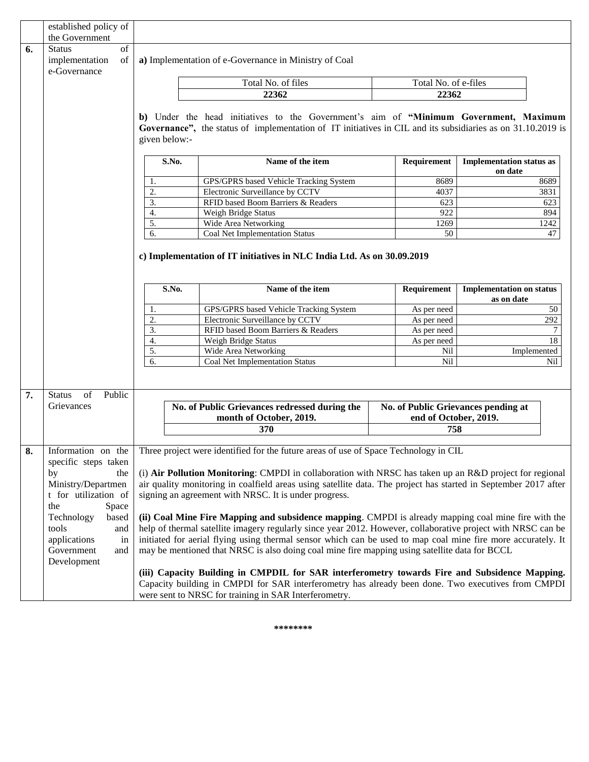| | | |
|---|---|---|
| | established policy of the Government | |
| **6.** | Status of implementation of e-Governance | **a)** Implementation of e-Governance in Ministry of Coal |

| Total No. of files | Total No. of e-files |
|---|---|
| **22362** | **22362** |

**b)** Under the head initiatives to the Government's aim of **"Minimum Government, Maximum Governance",** the status of implementation of IT initiatives in CIL and its subsidiaries as on 31.10.2019 is given below:-

| S.No. | Name of the item | Requirement | Implementation status as on date |
|---|---|---|---|
| 1. | GPS/GPRS based Vehicle Tracking System | 8689 | 8689 |
| 2. | Electronic Surveillance by CCTV | 4037 | 3831 |
| 3. | RFID based Boom Barriers & Readers | 623 | 623 |
| 4. | Weigh Bridge Status | 922 | 894 |
| 5. | Wide Area Networking | 1269 | 1242 |
| 6. | Coal Net Implementation Status | 50 | 47 |

**c) Implementation of IT initiatives in NLC India Ltd. As on 30.09.2019**

| S.No. | Name of the item | Requirement | Implementation on status as on date |
|---|---|---|---|
| 1. | GPS/GPRS based Vehicle Tracking System | As per need | 50 |
| 2. | Electronic Surveillance by CCTV | As per need | 292 |
| 3. | RFID based Boom Barriers & Readers | As per need | 7 |
| 4. | Weigh Bridge Status | As per need | 18 |
| 5. | Wide Area Networking | Nil | Implemented |
| 6. | Coal Net Implementation Status | Nil | Nil |

**7.** Status of Public Grievances

| No. of Public Grievances redressed during the month of October, 2019. | No. of Public Grievances pending at end of October, 2019. |
|---|---|
| **370** | **758** |

**8.** Information on the specific steps taken by the Ministry/Department for utilization of the Space Technology based tools and applications in Government and Development

Three project were identified for the future areas of use of Space Technology in CIL

(i) **Air Pollution Monitoring**: CMPDI in collaboration with NRSC has taken up an R&D project for regional air quality monitoring in coalfield areas using satellite data. The project has started in September 2017 after signing an agreement with NRSC. It is under progress.

**(ii) Coal Mine Fire Mapping and subsidence mapping**. CMPDI is already mapping coal mine fire with the help of thermal satellite imagery regularly since year 2012. However, collaborative project with NRSC can be initiated for aerial flying using thermal sensor which can be used to map coal mine fire more accurately. It may be mentioned that NRSC is also doing coal mine fire mapping using satellite data for BCCL

**(iii) Capacity Building in CMPDIL for SAR interferometry towards Fire and Subsidence Mapping.** Capacity building in CMPDI for SAR interferometry has already been done. Two executives from CMPDI were sent to NRSC for training in SAR Interferometry.

********